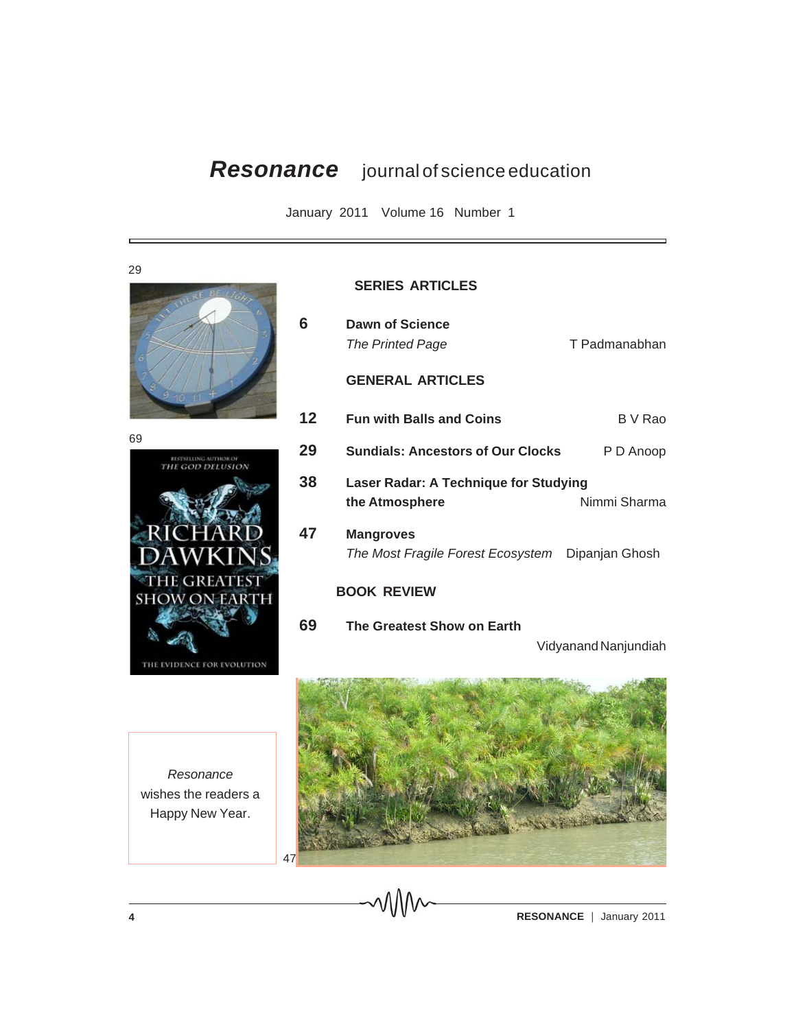# *Resonance* journal of science education

January 2011 Volume 16 Number 1

## SERIES ARTICLES

**6** **Dawn of Science**
*The Printed Page* — T Padmanabhan

## GENERAL ARTICLES

**12** **Fun with Balls and Coins** — B V Rao

**29** **Sundials: Ancestors of Our Clocks** — P D Anoop

**38** **Laser Radar: A Technique for Studying the Atmosphere** — Nimmi Sharma

**47** **Mangroves**
*The Most Fragile Forest Ecosystem* — Dipanjan Ghosh

## BOOK REVIEW

**69** **The Greatest Show on Earth** — Vidyanand Nanjundiah

29

69

47

*Resonance* wishes the readers a Happy New Year.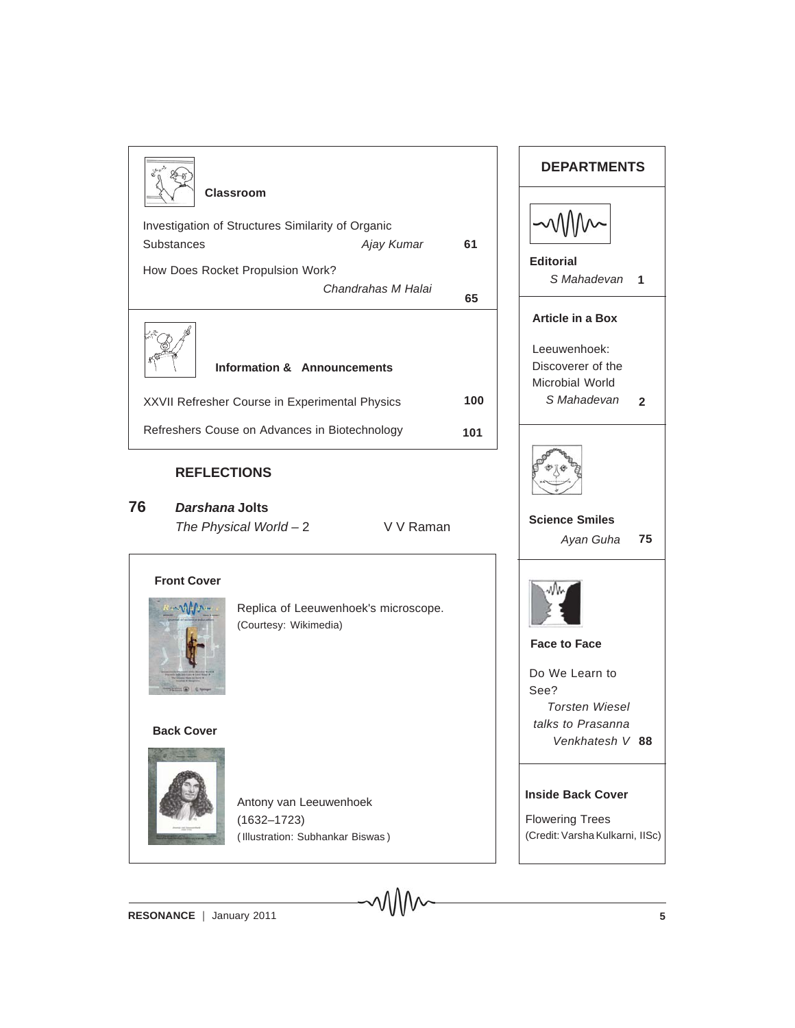## Classroom

Investigation of Structures Similarity of Organic Substances *Ajay Kumar* **61**

How Does Rocket Propulsion Work? *Chandrahas M Halai* **65**

## Information & Announcements

XXVII Refresher Course in Experimental Physics **100**

Refreshers Couse on Advances in Biotechnology **101**

## REFLECTIONS

**76** ***Darshana* Jolts**

*The Physical World* – 2 V V Raman

**Front Cover**

Replica of Leeuwenhoek's microscope. (Courtesy: Wikimedia)

**Back Cover**

Antony van Leeuwenhoek (1632–1723) (Illustration: Subhankar Biswas)

## DEPARTMENTS

**Editorial**

*S Mahadevan* **1**

**Article in a Box**

Leeuwenhoek: Discoverer of the Microbial World

*S Mahadevan* **2**

**Science Smiles**

*Ayan Guha* **75**

**Face to Face**

Do We Learn to See?

*Torsten Wiesel talks to Prasanna Venkhatesh V* **88**

**Inside Back Cover**

Flowering Trees

(Credit: Varsha Kulkarni, IISc)